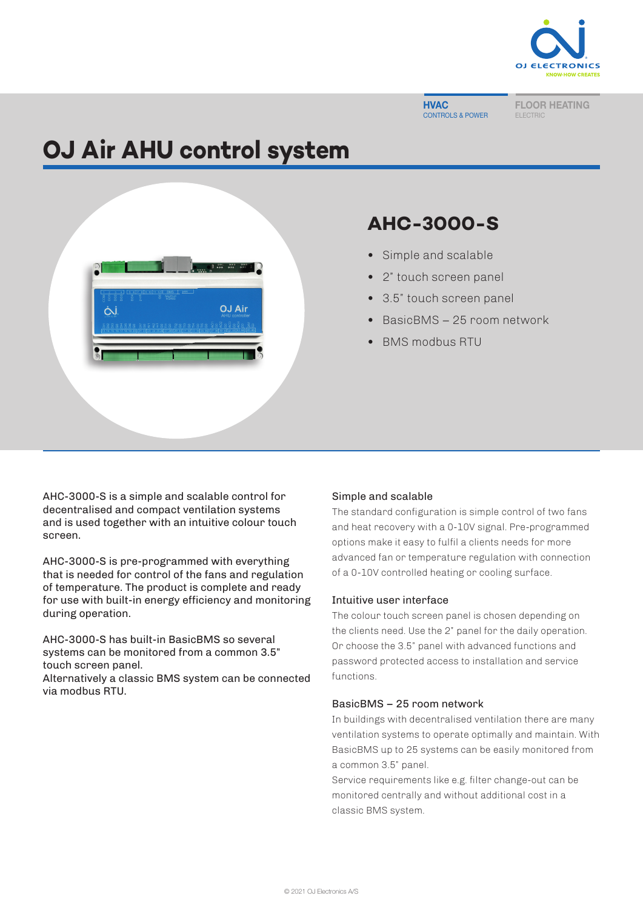HVAC
CONTROLS & POWER

FLOOR HEATING
ELECTRIC

# OJ Air AHU control system

## AHC-3000-S

- Simple and scalable
- 2" touch screen panel
- 3.5" touch screen panel
- BasicBMS – 25 room network
- BMS modbus RTU

AHC-3000-S is a simple and scalable control for decentralised and compact ventilation systems and is used together with an intuitive colour touch screen.

AHC-3000-S is pre-programmed with everything that is needed for control of the fans and regulation of temperature. The product is complete and ready for use with built-in energy efficiency and monitoring during operation.

AHC-3000-S has built-in BasicBMS so several systems can be monitored from a common 3.5" touch screen panel.
Alternatively a classic BMS system can be connected via modbus RTU.

### Simple and scalable

The standard configuration is simple control of two fans and heat recovery with a 0-10V signal. Pre-programmed options make it easy to fulfil a clients needs for more advanced fan or temperature regulation with connection of a 0-10V controlled heating or cooling surface.

### Intuitive user interface

The colour touch screen panel is chosen depending on the clients need. Use the 2" panel for the daily operation. Or choose the 3.5" panel with advanced functions and password protected access to installation and service functions.

### BasicBMS – 25 room network

In buildings with decentralised ventilation there are many ventilation systems to operate optimally and maintain. With BasicBMS up to 25 systems can be easily monitored from a common 3.5" panel.
Service requirements like e.g. filter change-out can be monitored centrally and without additional cost in a classic BMS system.

© 2021 OJ Electronics A/S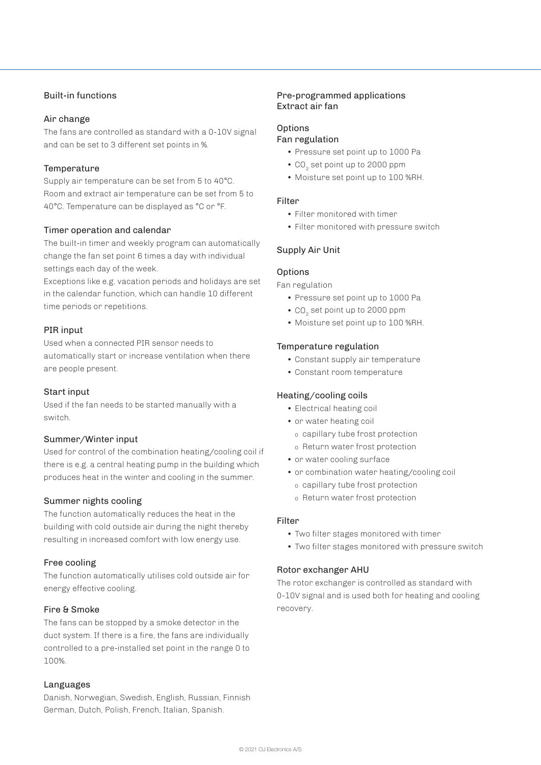## Built-in functions

### Air change

The fans are controlled as standard with a 0-10V signal and can be set to 3 different set points in %.

### Temperature

Supply air temperature can be set from 5 to 40°C. Room and extract air temperature can be set from 5 to 40°C. Temperature can be displayed as °C or °F.

### Timer operation and calendar

The built-in timer and weekly program can automatically change the fan set point 6 times a day with individual settings each day of the week.

Exceptions like e.g. vacation periods and holidays are set in the calendar function, which can handle 10 different time periods or repetitions.

### PIR input

Used when a connected PIR sensor needs to automatically start or increase ventilation when there are people present.

### Start input

Used if the fan needs to be started manually with a switch.

### Summer/Winter input

Used for control of the combination heating/cooling coil if there is e.g. a central heating pump in the building which produces heat in the winter and cooling in the summer.

### Summer nights cooling

The function automatically reduces the heat in the building with cold outside air during the night thereby resulting in increased comfort with low energy use.

### Free cooling

The function automatically utilises cold outside air for energy effective cooling.

### Fire & Smoke

The fans can be stopped by a smoke detector in the duct system. If there is a fire, the fans are individually controlled to a pre-installed set point in the range 0 to 100%.

### Languages

Danish, Norwegian, Swedish, English, Russian, Finnish German, Dutch, Polish, French, Italian, Spanish.

## Pre-programmed applications
## Extract air fan

### Options
### Fan regulation

- Pressure set point up to 1000 Pa
- $CO_2$ set point up to 2000 ppm
- Moisture set point up to 100 %RH.

### Filter

- Filter monitored with timer
- Filter monitored with pressure switch

## Supply Air Unit

### Options

Fan regulation

- Pressure set point up to 1000 Pa
- $CO_2$ set point up to 2000 ppm
- Moisture set point up to 100 %RH.

### Temperature regulation

- Constant supply air temperature
- Constant room temperature

### Heating/cooling coils

- Electrical heating coil
- or water heating coil
  - capillary tube frost protection
  - Return water frost protection
- or water cooling surface
- or combination water heating/cooling coil
  - capillary tube frost protection
  - Return water frost protection

### Filter

- Two filter stages monitored with timer
- Two filter stages monitored with pressure switch

### Rotor exchanger AHU

The rotor exchanger is controlled as standard with 0-10V signal and is used both for heating and cooling recovery.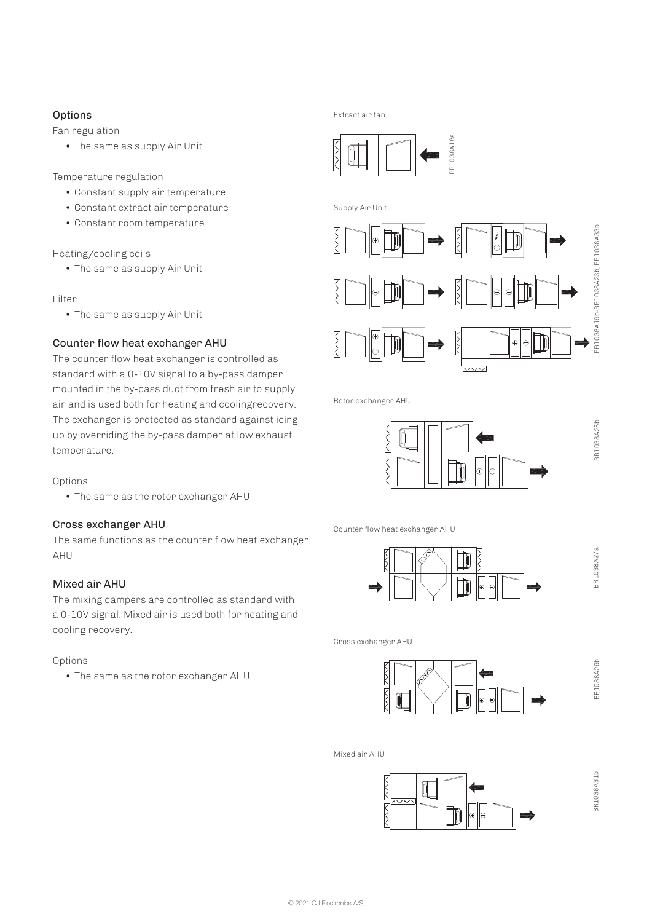## Options

Fan regulation

- The same as supply Air Unit

Temperature regulation

- Constant supply air temperature
- Constant extract air temperature
- Constant room temperature

Heating/cooling coils

- The same as supply Air Unit

Filter

- The same as supply Air Unit

## Counter flow heat exchanger AHU

The counter flow heat exchanger is controlled as standard with a 0-10V signal to a by-pass damper mounted in the by-pass duct from fresh air to supply air and is used both for heating and coolingrecovery. The exchanger is protected as standard against icing up by overriding the by-pass damper at low exhaust temperature.

Options

- The same as the rotor exchanger AHU

## Cross exchanger AHU

The same functions as the counter flow heat exchanger AHU

## Mixed air AHU

The mixing dampers are controlled as standard with a 0-10V signal. Mixed air is used both for heating and cooling recovery.

Options

- The same as the rotor exchanger AHU

Extract air fan

BR1038A18a

Supply Air Unit

BR1038A19b-BR1038A23b, BR1038A33b

Rotor exchanger AHU

BR1038A25b

Counter flow heat exchanger AHU

BR1038A27a

Cross exchanger AHU

BR1038A29b

Mixed air AHU

BR1038A31b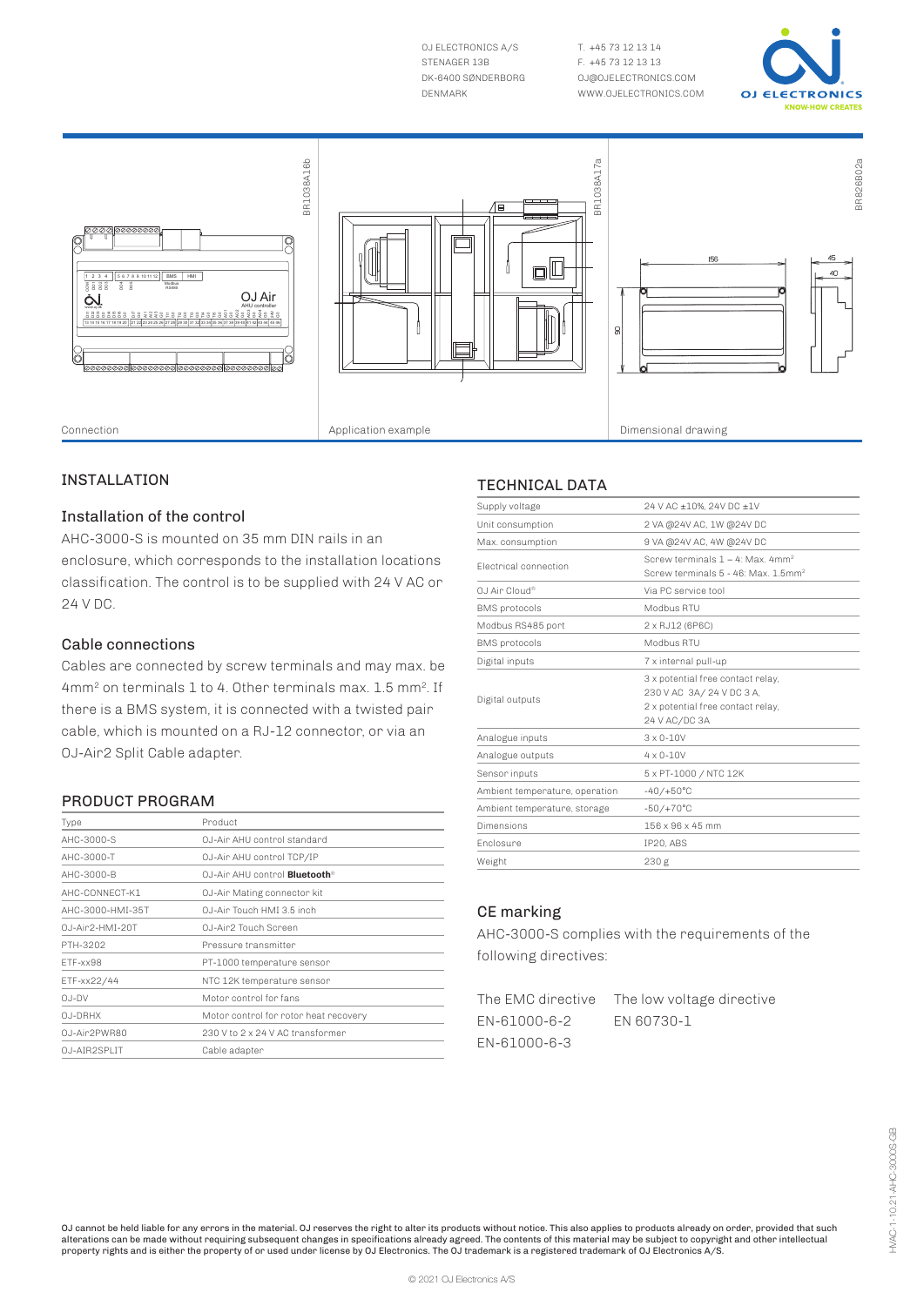OJ ELECTRONICS A/S
STENAGER 13B
DK-6400 SØNDERBORG
DENMARK

T. +45 73 12 13 14
F. +45 73 12 13 13
OJ@OJELECTRONICS.COM
WWW.OJELECTRONICS.COM

BR1038A16b

OJ Air
AHU controller

Connection

BR1038A17a

Application example

BR826B02a

156
45
40
90

Dimensional drawing

## INSTALLATION

### Installation of the control

AHC-3000-S is mounted on 35 mm DIN rails in an enclosure, which corresponds to the installation locations classification. The control is to be supplied with 24 V AC or 24 V DC.

### Cable connections

Cables are connected by screw terminals and may max. be 4mm² on terminals 1 to 4. Other terminals max. 1.5 mm². If there is a BMS system, it is connected with a twisted pair cable, which is mounted on a RJ-12 connector, or via an OJ-Air2 Split Cable adapter.

## PRODUCT PROGRAM

| Type | Product |
|---|---|
| AHC-3000-S | OJ-Air AHU control standard |
| AHC-3000-T | OJ-Air AHU control TCP/IP |
| AHC-3000-B | OJ-Air AHU control **Bluetooth**® |
| AHC-CONNECT-K1 | OJ-Air Mating connector kit |
| AHC-3000-HMI-35T | OJ-Air Touch HMI 3.5 inch |
| OJ-Air2-HMI-20T | OJ-Air2 Touch Screen |
| PTH-3202 | Pressure transmitter |
| ETF-xx98 | PT-1000 temperature sensor |
| ETF-xx22/44 | NTC 12K temperature sensor |
| OJ-DV | Motor control for fans |
| OJ-DRHX | Motor control for rotor heat recovery |
| OJ-Air2PWR80 | 230 V to 2 x 24 V AC transformer |
| OJ-AIR2SPLIT | Cable adapter |

## TECHNICAL DATA

| | |
|---|---|
| Supply voltage | 24 V AC ±10%, 24V DC ±1V |
| Unit consumption | 2 VA @24V AC, 1W @24V DC |
| Max. consumption | 9 VA @24V AC, 4W @24V DC |
| Electrical connection | Screw terminals 1 – 4: Max. 4mm²<br>Screw terminals 5 - 46: Max. 1.5mm² |
| OJ Air Cloud® | Via PC service tool |
| BMS protocols | Modbus RTU |
| Modbus RS485 port | 2 x RJ12 (6P6C) |
| BMS protocols | Modbus RTU |
| Digital inputs | 7 x internal pull-up |
| Digital outputs | 3 x potential free contact relay, 230 V AC 3A/ 24 V DC 3 A, 2 x potential free contact relay, 24 V AC/DC 3A |
| Analogue inputs | 3 x 0-10V |
| Analogue outputs | 4 x 0-10V |
| Sensor inputs | 5 x PT-1000 / NTC 12K |
| Ambient temperature, operation | -40/+50°C |
| Ambient temperature, storage | -50/+70°C |
| Dimensions | 156 x 96 x 45 mm |
| Enclosure | IP20, ABS |
| Weight | 230 g |

### CE marking

AHC-3000-S complies with the requirements of the following directives:

| The EMC directive | The low voltage directive |
|---|---|
| EN-61000-6-2 | EN 60730-1 |
| EN-61000-6-3 | |

OJ cannot be held liable for any errors in the material. OJ reserves the right to alter its products without notice. This also applies to products already on order, provided that such alterations can be made without requiring subsequent changes in specifications already agreed. The contents of this material may be subject to copyright and other intellectual property rights and is either the property of or used under license by OJ Electronics. The OJ trademark is a registered trademark of OJ Electronics A/S.

HVAC-1-10.21-AHC-3000S-GB

© 2021 OJ Electronics A/S